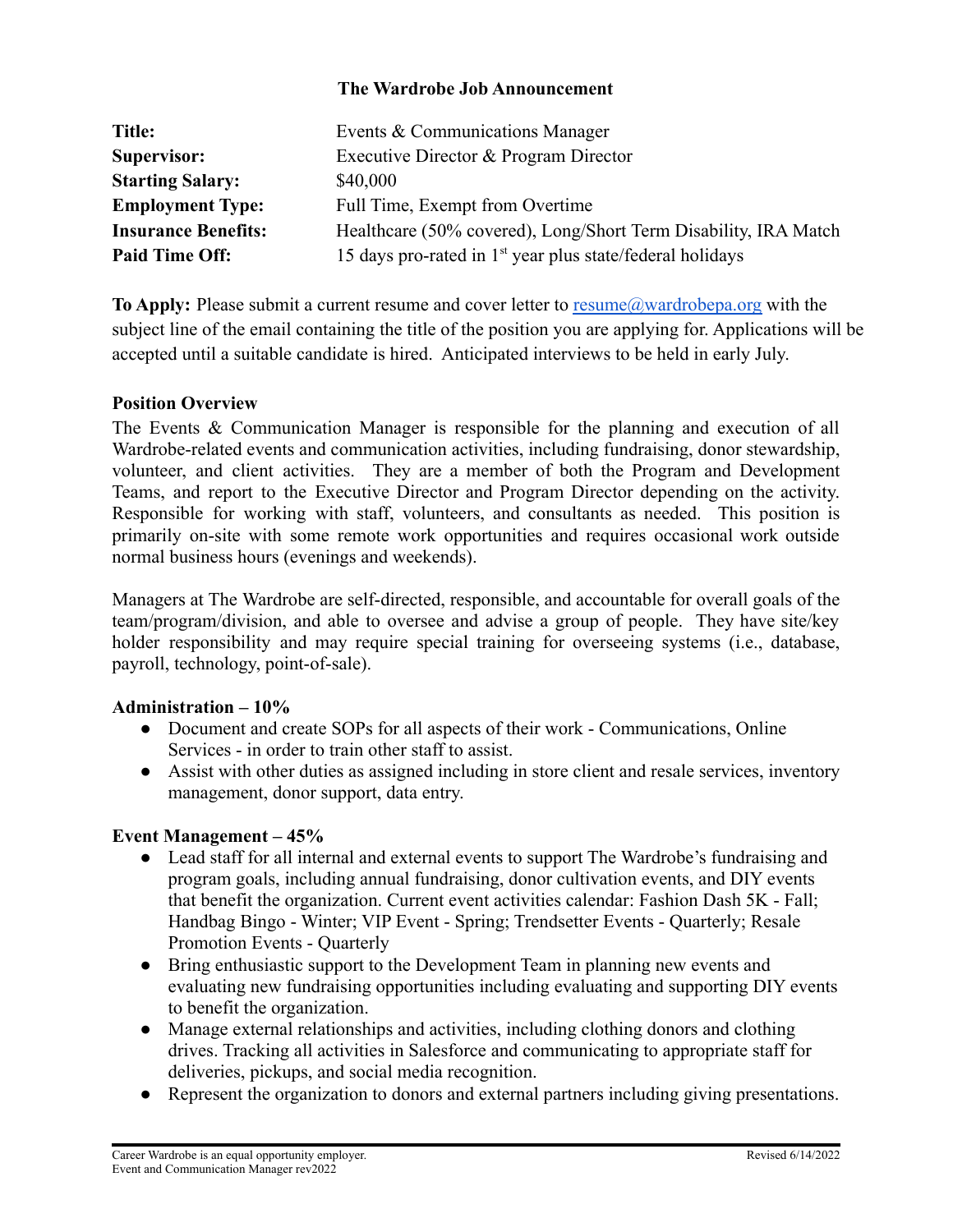# The Wardrobe Job Announcement

| | |
|---|---|
| **Title:** | Events & Communications Manager |
| **Supervisor:** | Executive Director & Program Director |
| **Starting Salary:** | $40,000 |
| **Employment Type:** | Full Time, Exempt from Overtime |
| **Insurance Benefits:** | Healthcare (50% covered), Long/Short Term Disability, IRA Match |
| **Paid Time Off:** | 15 days pro-rated in 1st year plus state/federal holidays |

**To Apply:** Please submit a current resume and cover letter to resume@wardrobepa.org with the subject line of the email containing the title of the position you are applying for. Applications will be accepted until a suitable candidate is hired. Anticipated interviews to be held in early July.

**Position Overview**

The Events & Communication Manager is responsible for the planning and execution of all Wardrobe-related events and communication activities, including fundraising, donor stewardship, volunteer, and client activities. They are a member of both the Program and Development Teams, and report to the Executive Director and Program Director depending on the activity. Responsible for working with staff, volunteers, and consultants as needed. This position is primarily on-site with some remote work opportunities and requires occasional work outside normal business hours (evenings and weekends).

Managers at The Wardrobe are self-directed, responsible, and accountable for overall goals of the team/program/division, and able to oversee and advise a group of people. They have site/key holder responsibility and may require special training for overseeing systems (i.e., database, payroll, technology, point-of-sale).

**Administration – 10%**

- Document and create SOPs for all aspects of their work - Communications, Online Services - in order to train other staff to assist.
- Assist with other duties as assigned including in store client and resale services, inventory management, donor support, data entry.

**Event Management – 45%**

- Lead staff for all internal and external events to support The Wardrobe's fundraising and program goals, including annual fundraising, donor cultivation events, and DIY events that benefit the organization. Current event activities calendar: Fashion Dash 5K - Fall; Handbag Bingo - Winter; VIP Event - Spring; Trendsetter Events - Quarterly; Resale Promotion Events - Quarterly
- Bring enthusiastic support to the Development Team in planning new events and evaluating new fundraising opportunities including evaluating and supporting DIY events to benefit the organization.
- Manage external relationships and activities, including clothing donors and clothing drives. Tracking all activities in Salesforce and communicating to appropriate staff for deliveries, pickups, and social media recognition.
- Represent the organization to donors and external partners including giving presentations.

Career Wardrobe is an equal opportunity employer.
Event and Communication Manager rev2022

Revised 6/14/2022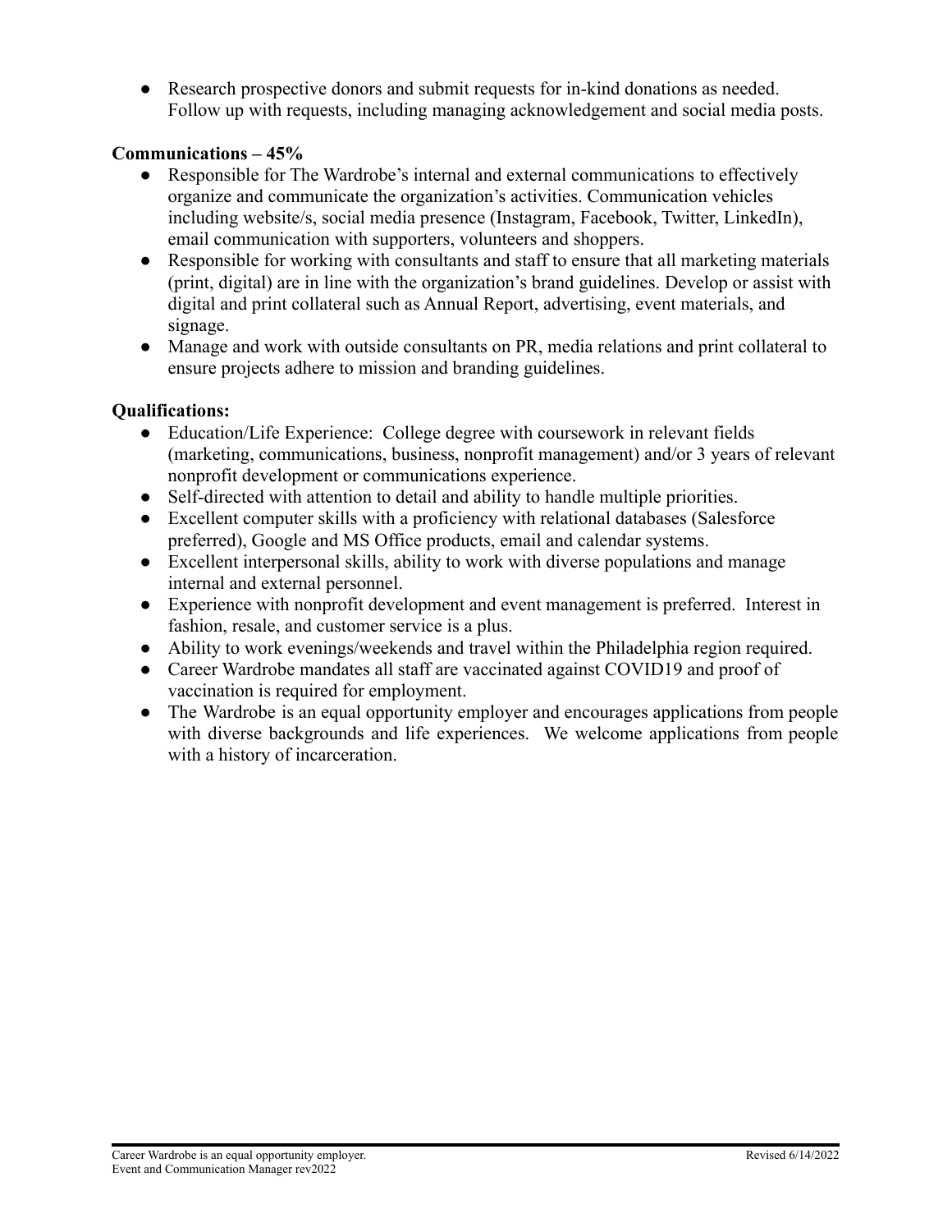- Research prospective donors and submit requests for in-kind donations as needed. Follow up with requests, including managing acknowledgement and social media posts.

**Communications – 45%**

- Responsible for The Wardrobe's internal and external communications to effectively organize and communicate the organization's activities. Communication vehicles including website/s, social media presence (Instagram, Facebook, Twitter, LinkedIn), email communication with supporters, volunteers and shoppers.
- Responsible for working with consultants and staff to ensure that all marketing materials (print, digital) are in line with the organization's brand guidelines. Develop or assist with digital and print collateral such as Annual Report, advertising, event materials, and signage.
- Manage and work with outside consultants on PR, media relations and print collateral to ensure projects adhere to mission and branding guidelines.

**Qualifications:**

- Education/Life Experience: College degree with coursework in relevant fields (marketing, communications, business, nonprofit management) and/or 3 years of relevant nonprofit development or communications experience.
- Self-directed with attention to detail and ability to handle multiple priorities.
- Excellent computer skills with a proficiency with relational databases (Salesforce preferred), Google and MS Office products, email and calendar systems.
- Excellent interpersonal skills, ability to work with diverse populations and manage internal and external personnel.
- Experience with nonprofit development and event management is preferred. Interest in fashion, resale, and customer service is a plus.
- Ability to work evenings/weekends and travel within the Philadelphia region required.
- Career Wardrobe mandates all staff are vaccinated against COVID19 and proof of vaccination is required for employment.
- The Wardrobe is an equal opportunity employer and encourages applications from people with diverse backgrounds and life experiences. We welcome applications from people with a history of incarceration.